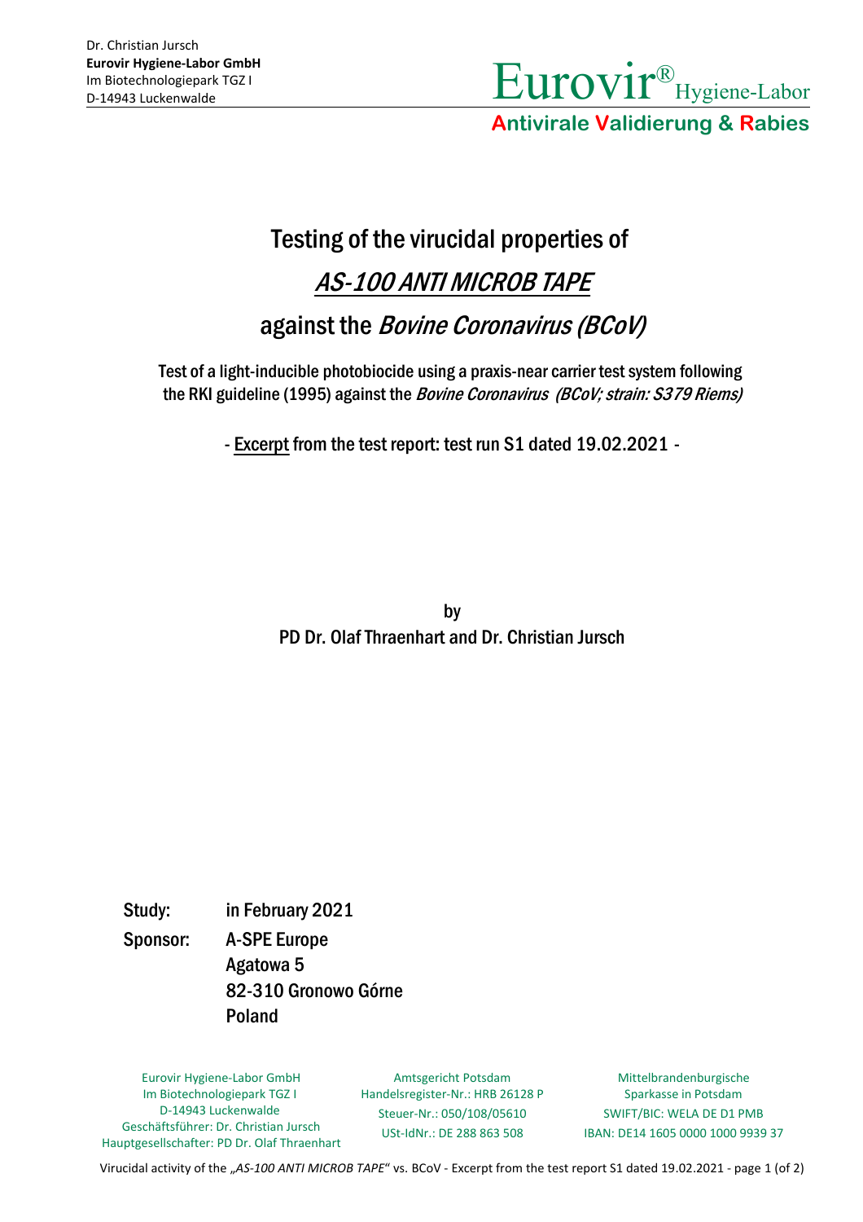Dr. Christian Jursch
**Eurovir Hygiene-Labor GmbH**
Im Biotechnologiepark TGZ I
D-14943 Luckenwalde

Eurovir® Hygiene-Labor
**Antivirale Validierung & Rabies**

# Testing of the virucidal properties of

# *AS-100 ANTI MICROB TAPE*

# against the *Bovine Coronavirus (BCoV)*

Test of a light-inducible photobiocide using a praxis-near carrier test system following the RKI guideline (1995) against the *Bovine Coronavirus (BCoV; strain: S379 Riems)*

- Excerpt from the test report: test run S1 dated 19.02.2021 -

by
PD Dr. Olaf Thraenhart and Dr. Christian Jursch

Study: in February 2021

Sponsor: A-SPE Europe
Agatowa 5
82-310 Gronowo Górne
Poland

Eurovir Hygiene-Labor GmbH
Im Biotechnologiepark TGZ I
D-14943 Luckenwalde
Geschäftsführer: Dr. Christian Jursch
Hauptgesellschafter: PD Dr. Olaf Thraenhart

Amtsgericht Potsdam
Handelsregister-Nr.: HRB 26128 P
Steuer-Nr.: 050/108/05610
USt-IdNr.: DE 288 863 508

Mittelbrandenburgische Sparkasse in Potsdam
SWIFT/BIC: WELA DE D1 PMB
IBAN: DE14 1605 0000 1000 9939 37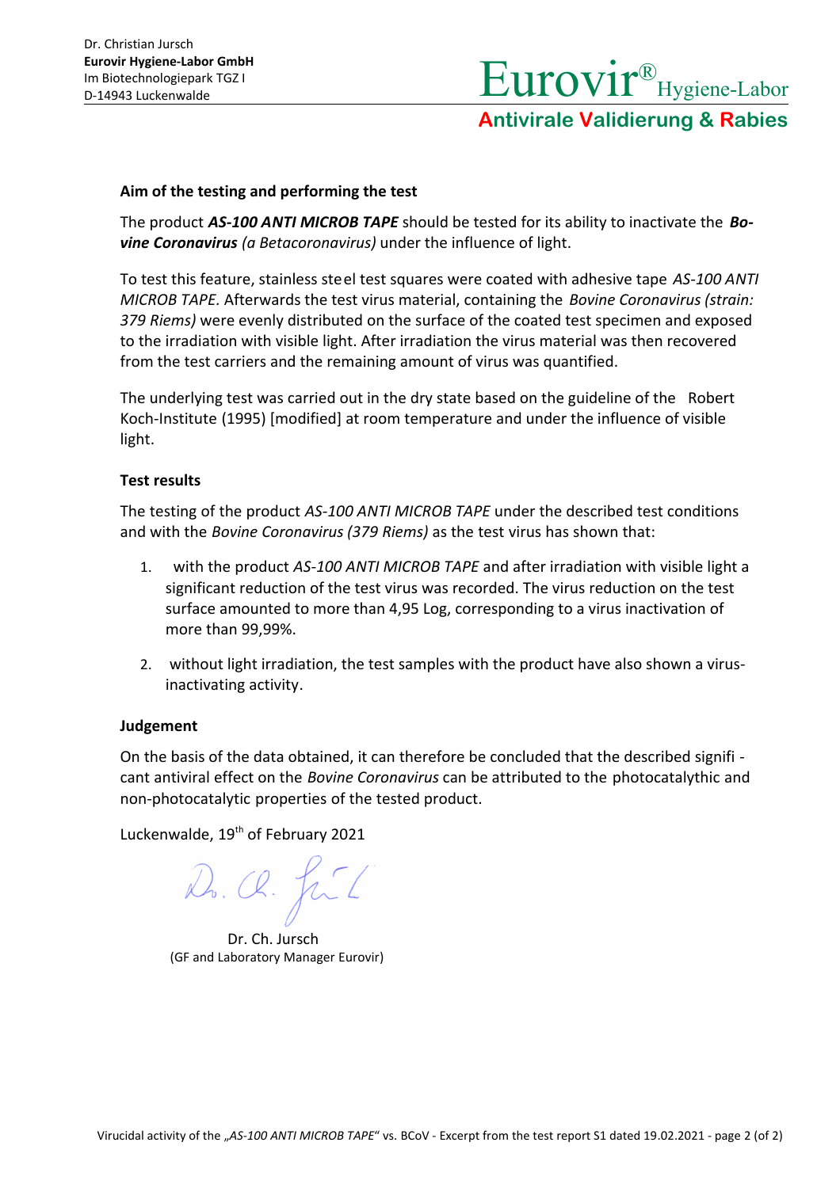Dr. Christian Jursch
**Eurovir Hygiene-Labor GmbH**
Im Biotechnologiepark TGZ I
D-14943 Luckenwalde

Eurovir® Hygiene-Labor
**Antivirale Validierung & Rabies**

### Aim of the testing and performing the test

The product ***AS-100 ANTI MICROB TAPE*** should be tested for its ability to inactivate the ***Bovine Coronavirus*** *(a Betacoronavirus)* under the influence of light.

To test this feature, stainless steel test squares were coated with adhesive tape *AS-100 ANTI MICROB TAPE.* Afterwards the test virus material, containing the *Bovine Coronavirus (strain: 379 Riems)* were evenly distributed on the surface of the coated test specimen and exposed to the irradiation with visible light. After irradiation the virus material was then recovered from the test carriers and the remaining amount of virus was quantified.

The underlying test was carried out in the dry state based on the guideline of the Robert Koch-Institute (1995) [modified] at room temperature and under the influence of visible light.

### Test results

The testing of the product *AS-100 ANTI MICROB TAPE* under the described test conditions and with the *Bovine Coronavirus (379 Riems)* as the test virus has shown that:

1. with the product *AS-100 ANTI MICROB TAPE* and after irradiation with visible light a significant reduction of the test virus was recorded. The virus reduction on the test surface amounted to more than 4,95 Log, corresponding to a virus inactivation of more than 99,99%.
2. without light irradiation, the test samples with the product have also shown a virus-inactivating activity.

### Judgement

On the basis of the data obtained, it can therefore be concluded that the described significant antiviral effect on the *Bovine Coronavirus* can be attributed to the photocatalythic and non-photocatalytic properties of the tested product.

Luckenwalde, 19th of February 2021

Dr. Ch. Jursch
(GF and Laboratory Manager Eurovir)

Virucidal activity of the „*AS-100 ANTI MICROB TAPE*" vs. BCoV - Excerpt from the test report S1 dated 19.02.2021